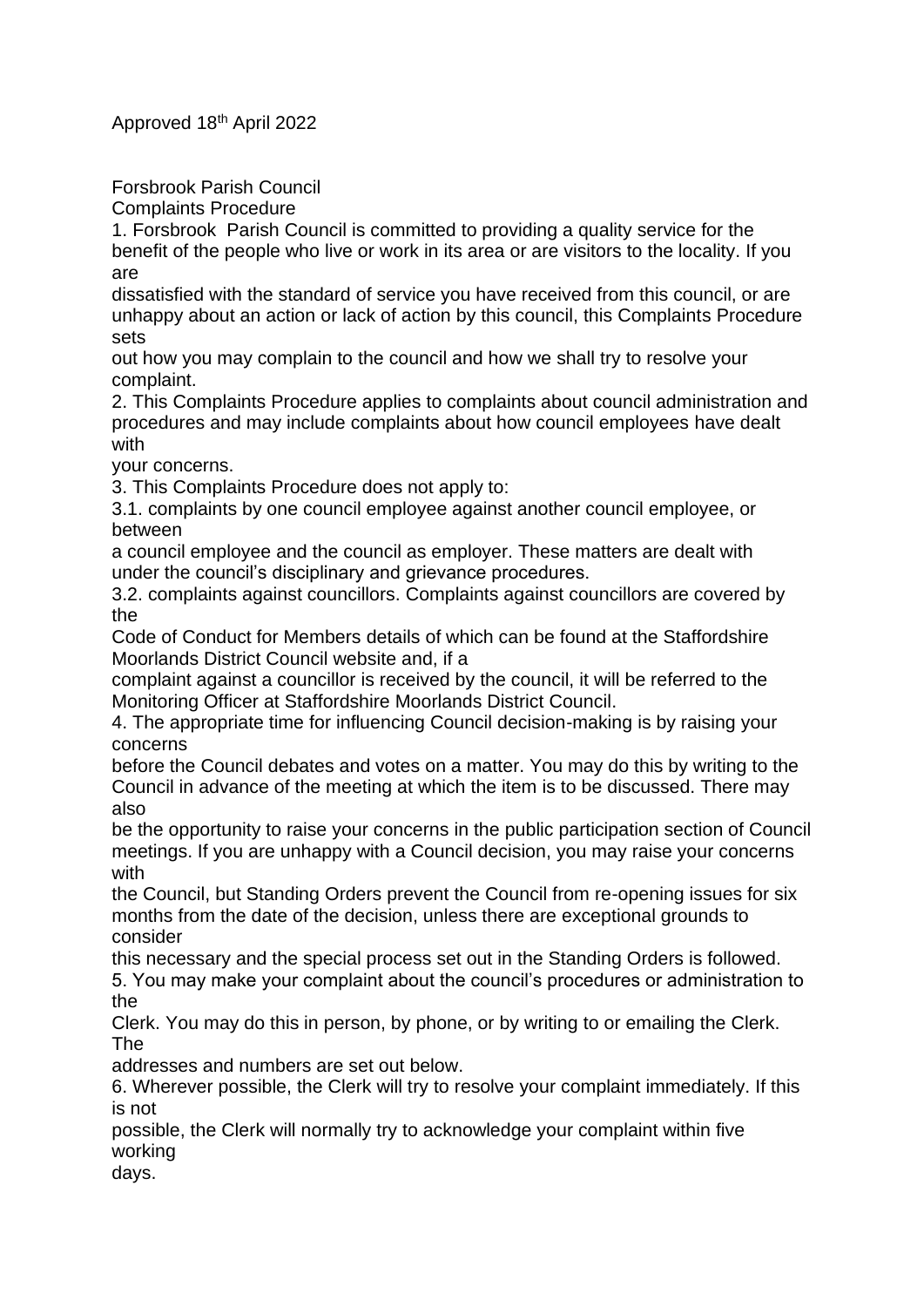Approved 18th April 2022

Forsbrook Parish Council

Complaints Procedure

1. Forsbrook Parish Council is committed to providing a quality service for the benefit of the people who live or work in its area or are visitors to the locality. If you are dissatisfied with the standard of service you have received from this council, or are unhappy about an action or lack of action by this council, this Complaints Procedure sets out how you may complain to the council and how we shall try to resolve your complaint.

2. This Complaints Procedure applies to complaints about council administration and procedures and may include complaints about how council employees have dealt with your concerns.

3. This Complaints Procedure does not apply to:

3.1. complaints by one council employee against another council employee, or between a council employee and the council as employer. These matters are dealt with under the council's disciplinary and grievance procedures.

3.2. complaints against councillors. Complaints against councillors are covered by the Code of Conduct for Members details of which can be found at the Staffordshire Moorlands District Council website and, if a complaint against a councillor is received by the council, it will be referred to the Monitoring Officer at Staffordshire Moorlands District Council.

4. The appropriate time for influencing Council decision-making is by raising your concerns before the Council debates and votes on a matter. You may do this by writing to the Council in advance of the meeting at which the item is to be discussed. There may also be the opportunity to raise your concerns in the public participation section of Council meetings. If you are unhappy with a Council decision, you may raise your concerns with the Council, but Standing Orders prevent the Council from re-opening issues for six months from the date of the decision, unless there are exceptional grounds to consider this necessary and the special process set out in the Standing Orders is followed.

5. You may make your complaint about the council's procedures or administration to the Clerk. You may do this in person, by phone, or by writing to or emailing the Clerk. The addresses and numbers are set out below.

6. Wherever possible, the Clerk will try to resolve your complaint immediately. If this is not possible, the Clerk will normally try to acknowledge your complaint within five working days.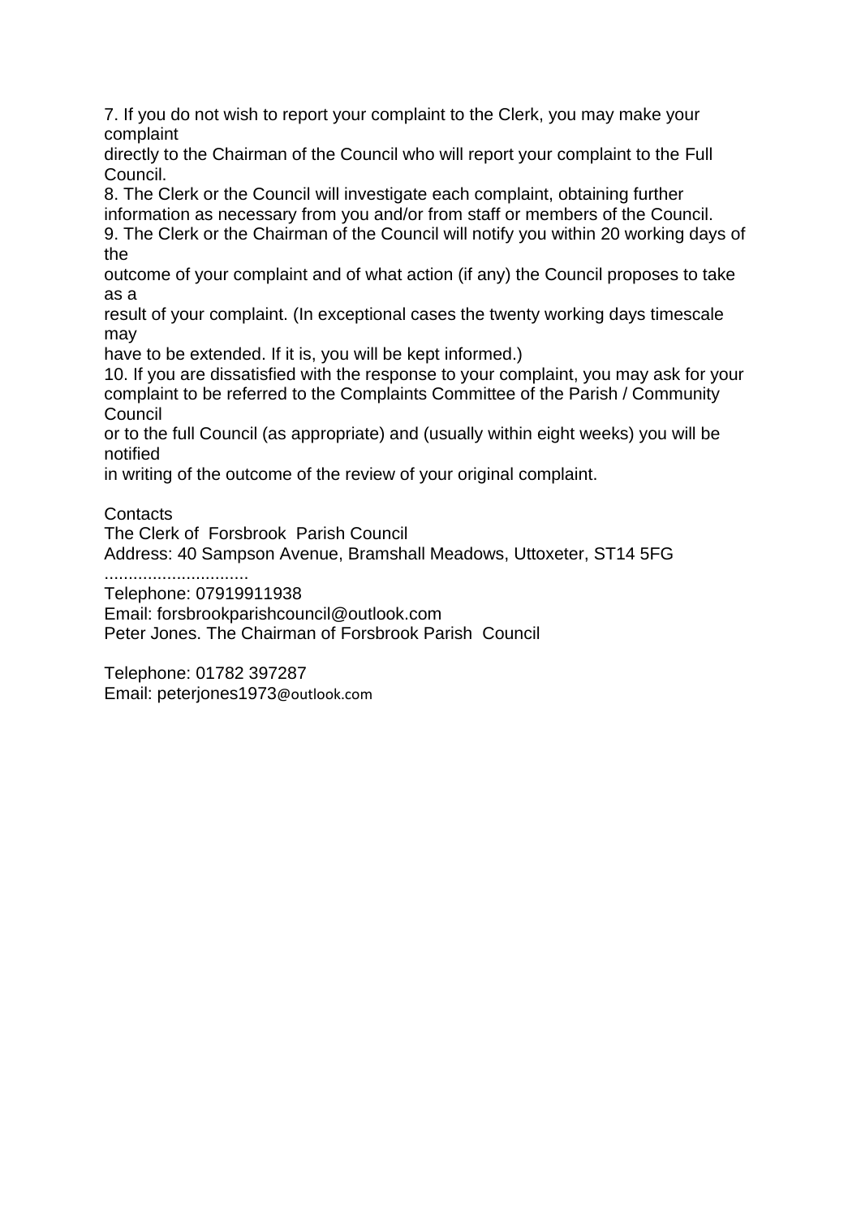7. If you do not wish to report your complaint to the Clerk, you may make your complaint directly to the Chairman of the Council who will report your complaint to the Full Council.

8. The Clerk or the Council will investigate each complaint, obtaining further information as necessary from you and/or from staff or members of the Council.

9. The Clerk or the Chairman of the Council will notify you within 20 working days of the outcome of your complaint and of what action (if any) the Council proposes to take as a result of your complaint. (In exceptional cases the twenty working days timescale may have to be extended. If it is, you will be kept informed.)

10. If you are dissatisfied with the response to your complaint, you may ask for your complaint to be referred to the Complaints Committee of the Parish / Community Council or to the full Council (as appropriate) and (usually within eight weeks) you will be notified in writing of the outcome of the review of your original complaint.

Contacts

The Clerk of Forsbrook Parish Council

Address: 40 Sampson Avenue, Bramshall Meadows, Uttoxeter, ST14 5FG

.............................

Telephone: 07919911938

Email: forsbrookparishcouncil@outlook.com

Peter Jones. The Chairman of Forsbrook Parish Council

Telephone: 01782 397287

Email: peterjones1973@outlook.com